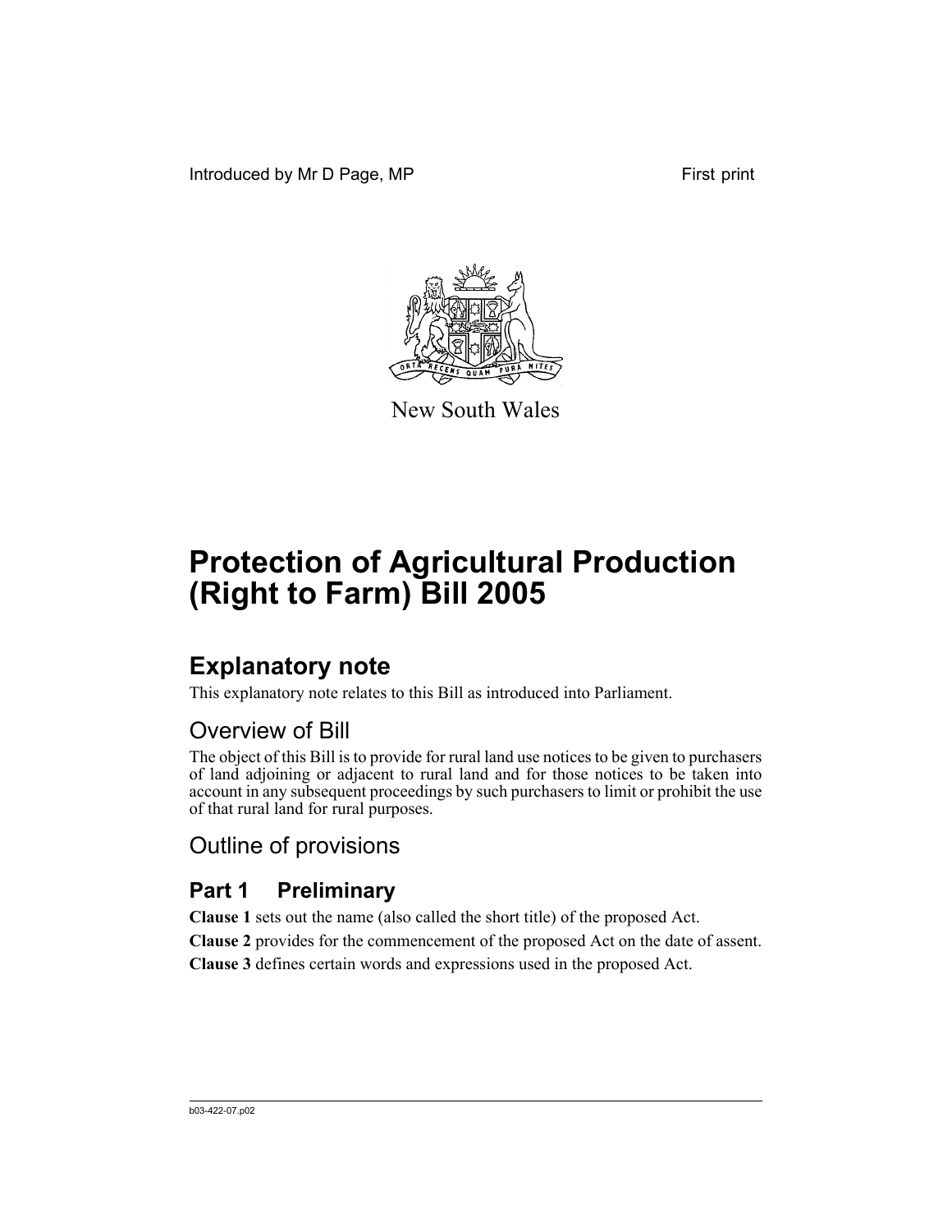Introduced by Mr D Page, MP

First print

New South Wales

# Protection of Agricultural Production (Right to Farm) Bill 2005

## Explanatory note

This explanatory note relates to this Bill as introduced into Parliament.

## Overview of Bill

The object of this Bill is to provide for rural land use notices to be given to purchasers of land adjoining or adjacent to rural land and for those notices to be taken into account in any subsequent proceedings by such purchasers to limit or prohibit the use of that rural land for rural purposes.

## Outline of provisions

### Part 1 Preliminary

**Clause 1** sets out the name (also called the short title) of the proposed Act.

**Clause 2** provides for the commencement of the proposed Act on the date of assent.

**Clause 3** defines certain words and expressions used in the proposed Act.

b03-422-07.p02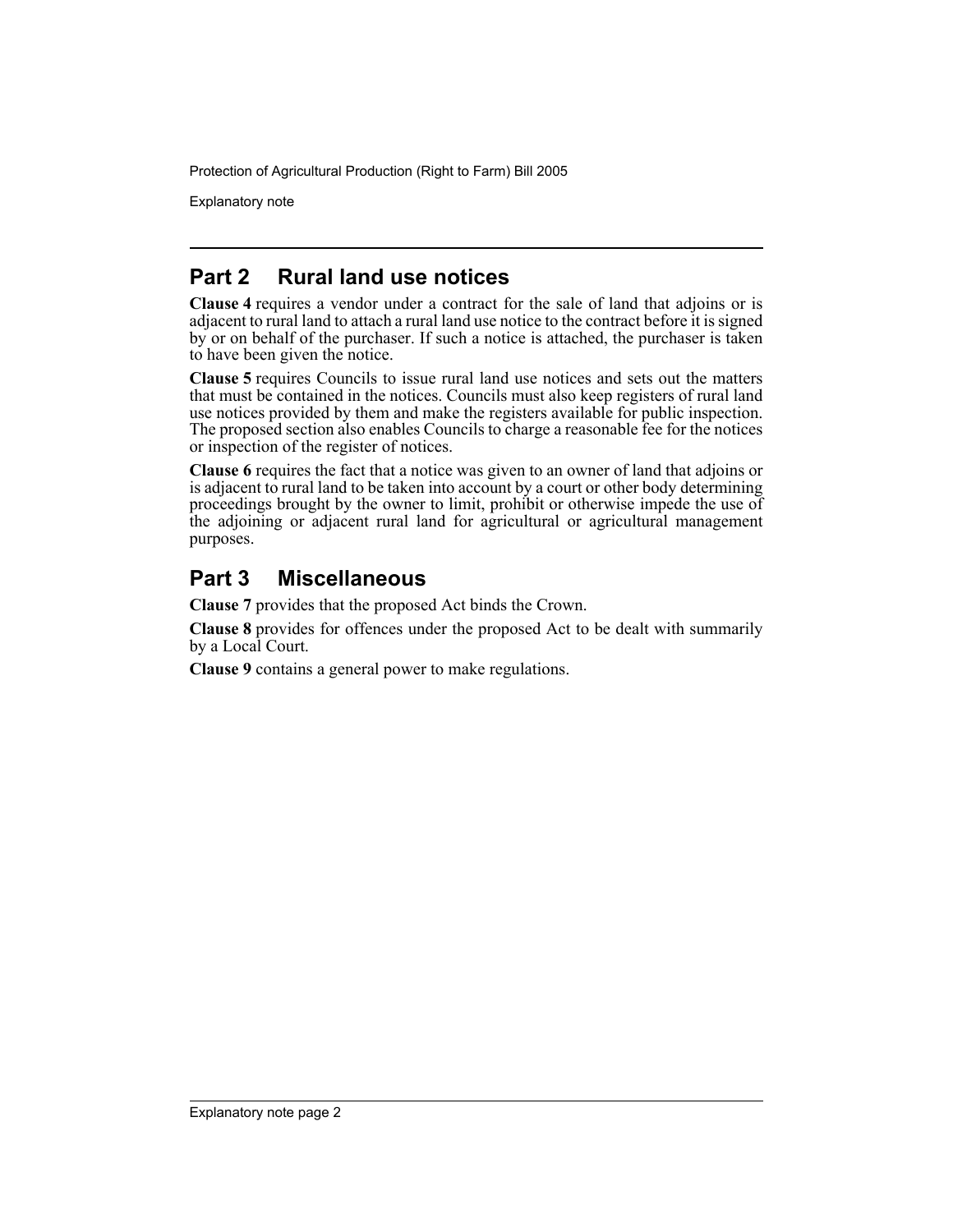## Part 2 Rural land use notices

**Clause 4** requires a vendor under a contract for the sale of land that adjoins or is adjacent to rural land to attach a rural land use notice to the contract before it is signed by or on behalf of the purchaser. If such a notice is attached, the purchaser is taken to have been given the notice.

**Clause 5** requires Councils to issue rural land use notices and sets out the matters that must be contained in the notices. Councils must also keep registers of rural land use notices provided by them and make the registers available for public inspection. The proposed section also enables Councils to charge a reasonable fee for the notices or inspection of the register of notices.

**Clause 6** requires the fact that a notice was given to an owner of land that adjoins or is adjacent to rural land to be taken into account by a court or other body determining proceedings brought by the owner to limit, prohibit or otherwise impede the use of the adjoining or adjacent rural land for agricultural or agricultural management purposes.

## Part 3 Miscellaneous

**Clause 7** provides that the proposed Act binds the Crown.

**Clause 8** provides for offences under the proposed Act to be dealt with summarily by a Local Court.

**Clause 9** contains a general power to make regulations.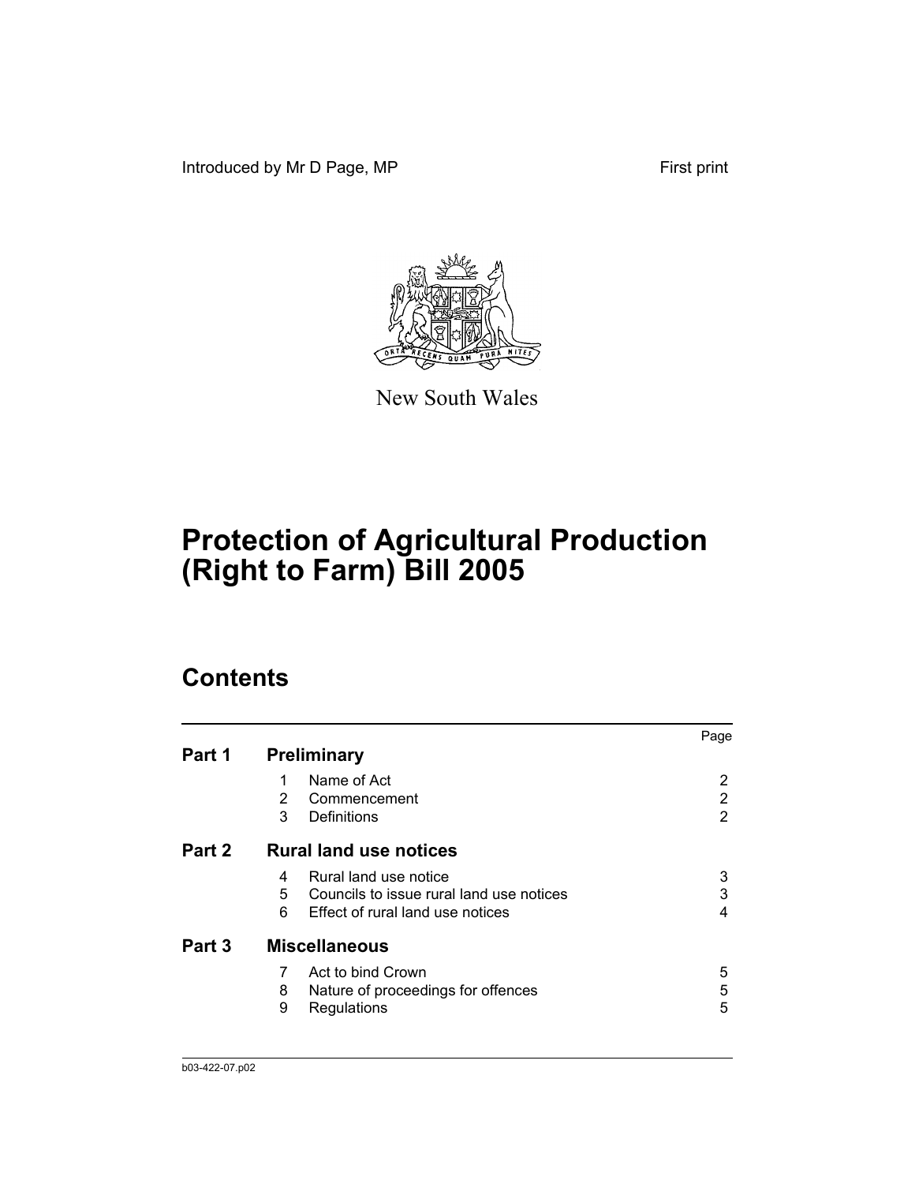Introduced by Mr D Page, MP First print

New South Wales

# Protection of Agricultural Production (Right to Farm) Bill 2005

## Contents

| | | Page |
|---|---|---|
| **Part 1** | **Preliminary** | |
| | 1 Name of Act | 2 |
| | 2 Commencement | 2 |
| | 3 Definitions | 2 |
| **Part 2** | **Rural land use notices** | |
| | 4 Rural land use notice | 3 |
| | 5 Councils to issue rural land use notices | 3 |
| | 6 Effect of rural land use notices | 4 |
| **Part 3** | **Miscellaneous** | |
| | 7 Act to bind Crown | 5 |
| | 8 Nature of proceedings for offences | 5 |
| | 9 Regulations | 5 |

b03-422-07.p02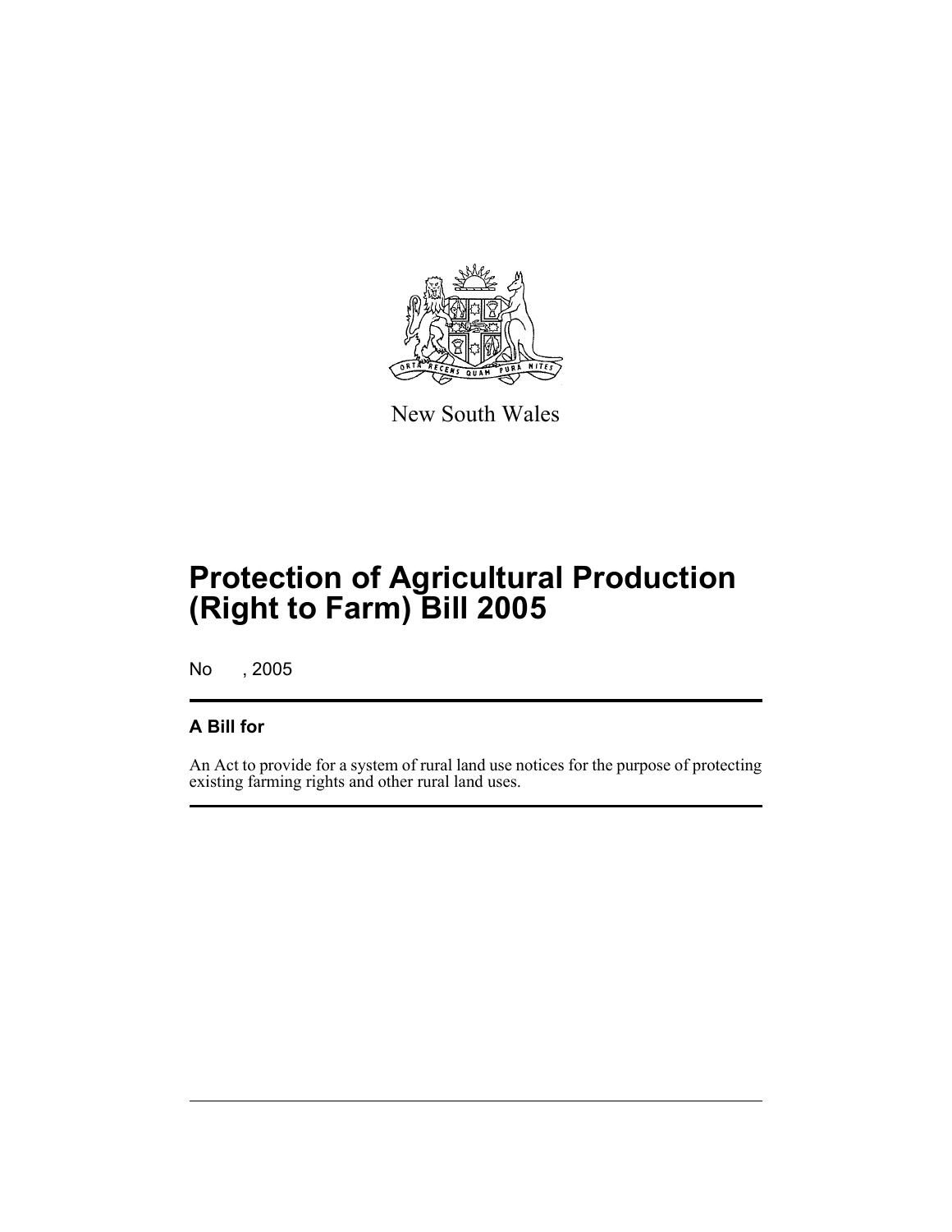New South Wales

# Protection of Agricultural Production (Right to Farm) Bill 2005

No , 2005

## A Bill for

An Act to provide for a system of rural land use notices for the purpose of protecting existing farming rights and other rural land uses.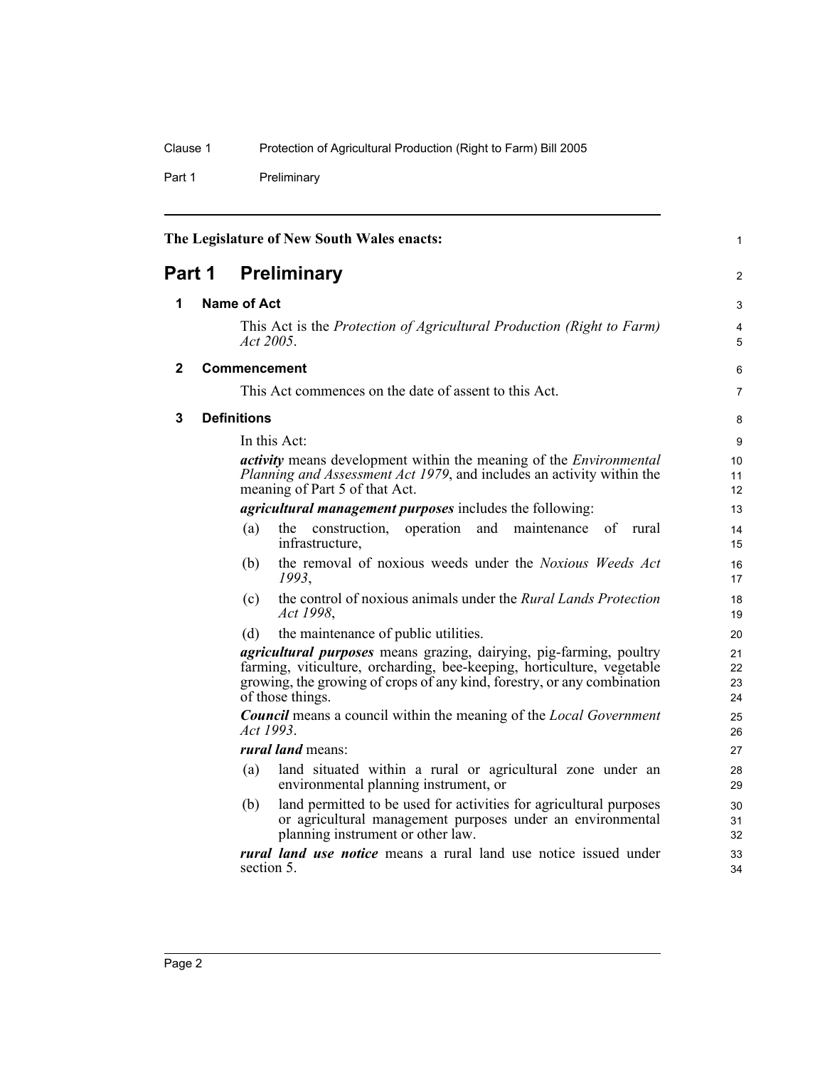The Legislature of New South Wales enacts:

# Part 1 Preliminary

## 1 Name of Act

This Act is the *Protection of Agricultural Production (Right to Farm) Act 2005*.

## 2 Commencement

This Act commences on the date of assent to this Act.

## 3 Definitions

In this Act:

***activity*** means development within the meaning of the *Environmental Planning and Assessment Act 1979*, and includes an activity within the meaning of Part 5 of that Act.

***agricultural management purposes*** includes the following:

(a) the construction, operation and maintenance of rural infrastructure,

(b) the removal of noxious weeds under the *Noxious Weeds Act 1993*,

(c) the control of noxious animals under the *Rural Lands Protection Act 1998*,

(d) the maintenance of public utilities.

***agricultural purposes*** means grazing, dairying, pig-farming, poultry farming, viticulture, orcharding, bee-keeping, horticulture, vegetable growing, the growing of crops of any kind, forestry, or any combination of those things.

***Council*** means a council within the meaning of the *Local Government Act 1993*.

***rural land*** means:

(a) land situated within a rural or agricultural zone under an environmental planning instrument, or

(b) land permitted to be used for activities for agricultural purposes or agricultural management purposes under an environmental planning instrument or other law.

***rural land use notice*** means a rural land use notice issued under section 5.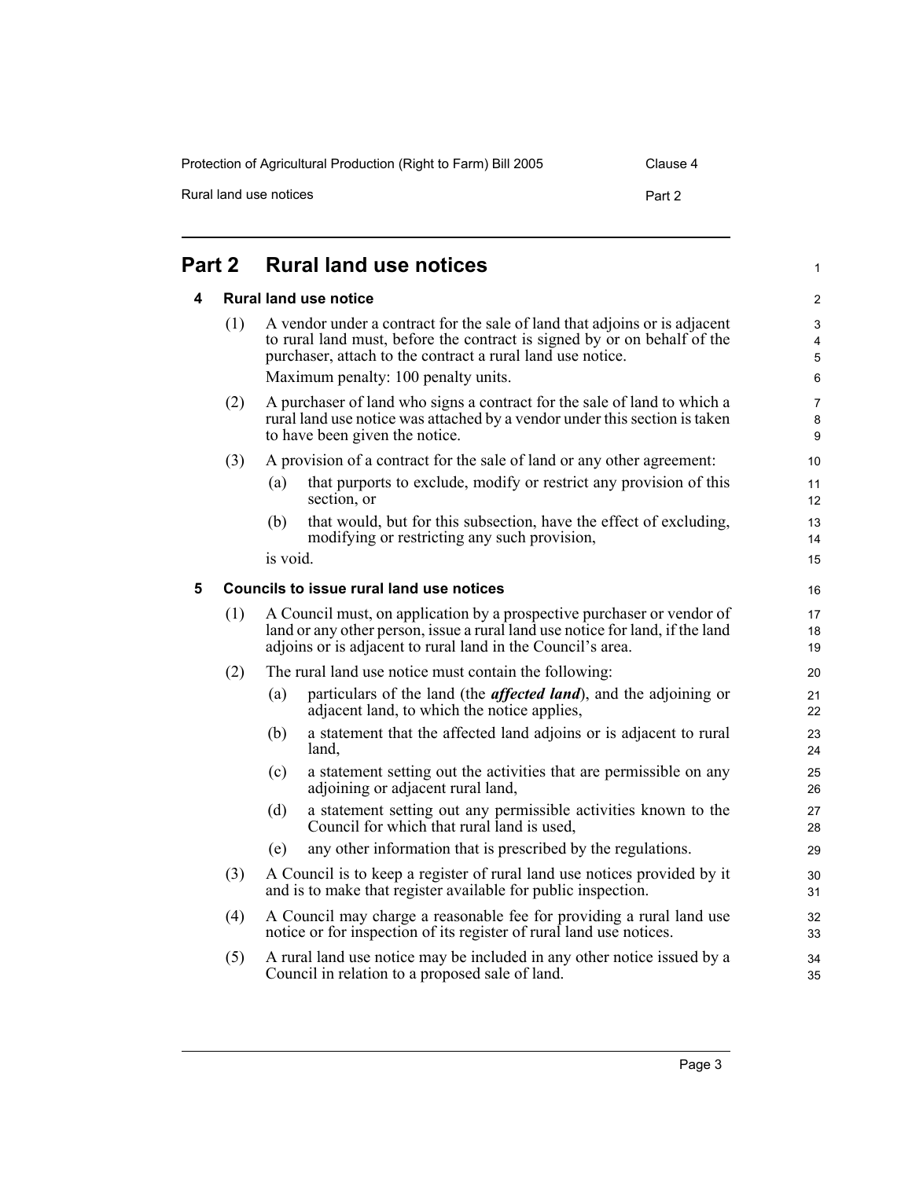## Part 2 Rural land use notices

### 4 Rural land use notice

(1) A vendor under a contract for the sale of land that adjoins or is adjacent to rural land must, before the contract is signed by or on behalf of the purchaser, attach to the contract a rural land use notice.

Maximum penalty: 100 penalty units.

(2) A purchaser of land who signs a contract for the sale of land to which a rural land use notice was attached by a vendor under this section is taken to have been given the notice.

(3) A provision of a contract for the sale of land or any other agreement:

- (a) that purports to exclude, modify or restrict any provision of this section, or
- (b) that would, but for this subsection, have the effect of excluding, modifying or restricting any such provision,

is void.

### 5 Councils to issue rural land use notices

(1) A Council must, on application by a prospective purchaser or vendor of land or any other person, issue a rural land use notice for land, if the land adjoins or is adjacent to rural land in the Council's area.

(2) The rural land use notice must contain the following:

- (a) particulars of the land (the ***affected land***), and the adjoining or adjacent land, to which the notice applies,
- (b) a statement that the affected land adjoins or is adjacent to rural land,
- (c) a statement setting out the activities that are permissible on any adjoining or adjacent rural land,
- (d) a statement setting out any permissible activities known to the Council for which that rural land is used,
- (e) any other information that is prescribed by the regulations.

(3) A Council is to keep a register of rural land use notices provided by it and is to make that register available for public inspection.

(4) A Council may charge a reasonable fee for providing a rural land use notice or for inspection of its register of rural land use notices.

(5) A rural land use notice may be included in any other notice issued by a Council in relation to a proposed sale of land.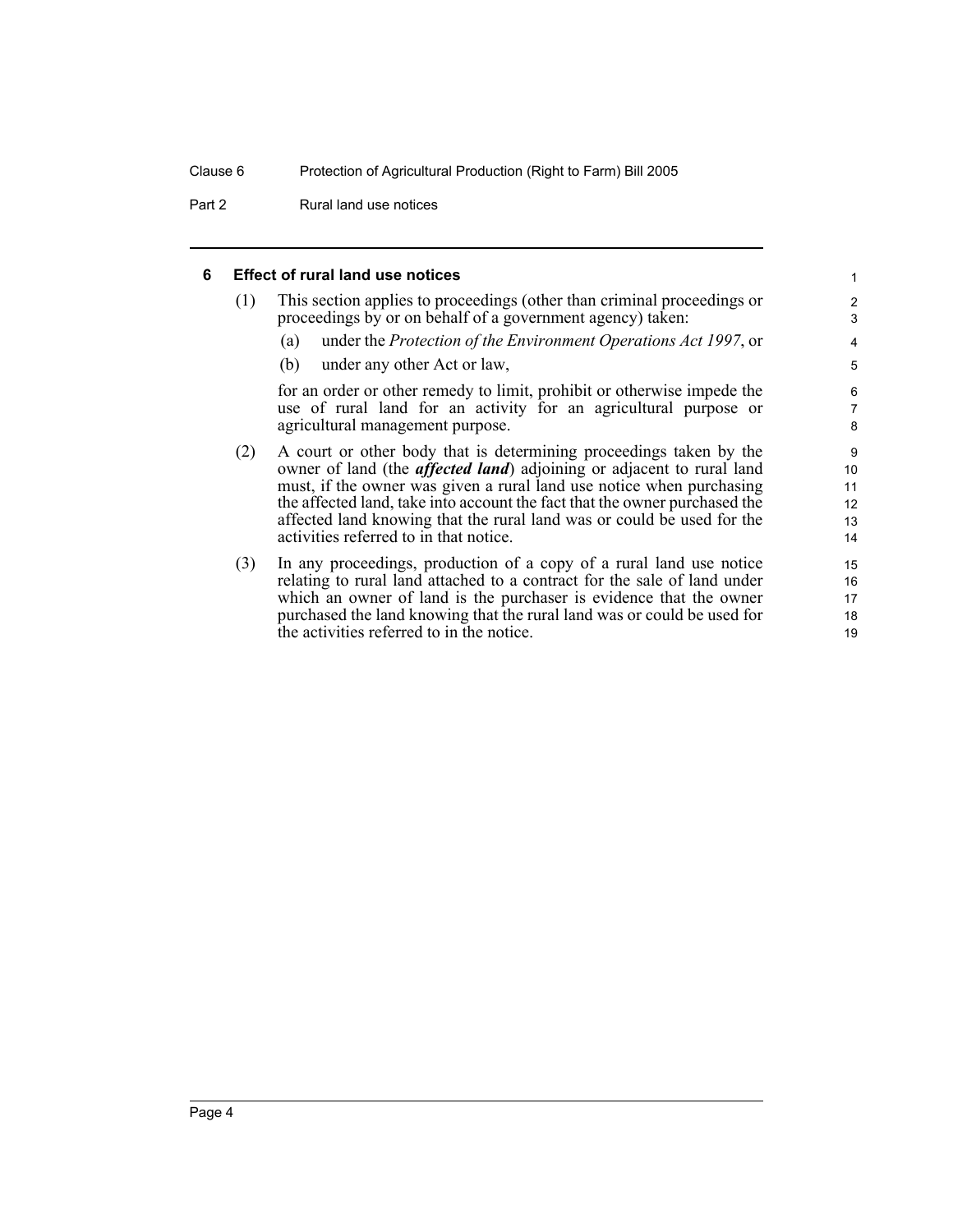## 6 Effect of rural land use notices

(1) This section applies to proceedings (other than criminal proceedings or proceedings by or on behalf of a government agency) taken:

(a) under the *Protection of the Environment Operations Act 1997*, or

(b) under any other Act or law,

for an order or other remedy to limit, prohibit or otherwise impede the use of rural land for an activity for an agricultural purpose or agricultural management purpose.

(2) A court or other body that is determining proceedings taken by the owner of land (the ***affected land***) adjoining or adjacent to rural land must, if the owner was given a rural land use notice when purchasing the affected land, take into account the fact that the owner purchased the affected land knowing that the rural land was or could be used for the activities referred to in that notice.

(3) In any proceedings, production of a copy of a rural land use notice relating to rural land attached to a contract for the sale of land under which an owner of land is the purchaser is evidence that the owner purchased the land knowing that the rural land was or could be used for the activities referred to in the notice.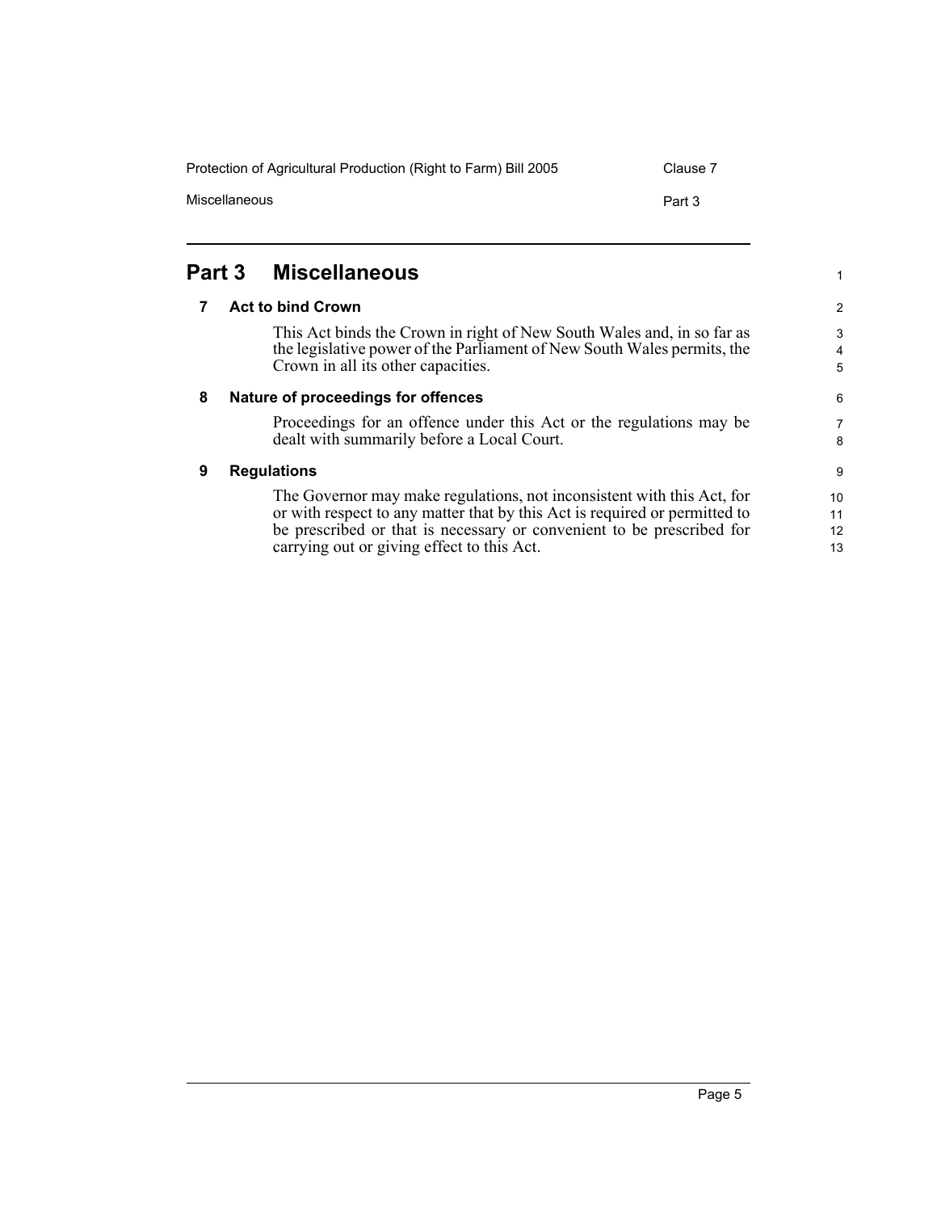# Part 3 Miscellaneous

## 7 Act to bind Crown

This Act binds the Crown in right of New South Wales and, in so far as the legislative power of the Parliament of New South Wales permits, the Crown in all its other capacities.

## 8 Nature of proceedings for offences

Proceedings for an offence under this Act or the regulations may be dealt with summarily before a Local Court.

## 9 Regulations

The Governor may make regulations, not inconsistent with this Act, for or with respect to any matter that by this Act is required or permitted to be prescribed or that is necessary or convenient to be prescribed for carrying out or giving effect to this Act.